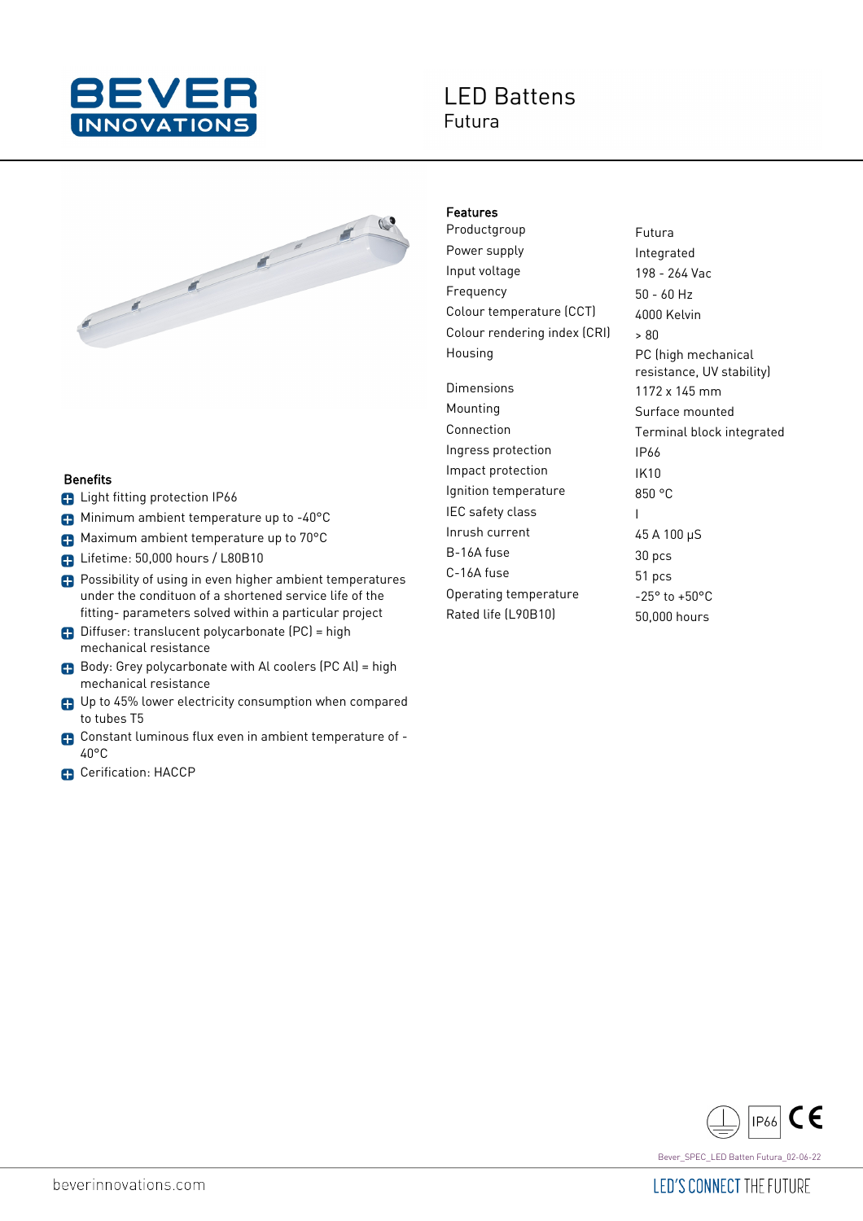# LED Battens

## Futura

### Features

| Feature | Value |
|---|---|
| Productgroup | Futura |
| Power supply | Integrated |
| Input voltage | 198 - 264 Vac |
| Frequency | 50 - 60 Hz |
| Colour temperature (CCT) | 4000 Kelvin |
| Colour rendering index (CRI) | > 80 |
| Housing | PC (high mechanical resistance, UV stability) |
| Dimensions | 1172 x 145 mm |
| Mounting | Surface mounted |
| Connection | Terminal block integrated |
| Ingress protection | IP66 |
| Impact protection | IK10 |
| Ignition temperature | 850 °C |
| IEC safety class | I |
| Inrush current | 45 A 100 μS |
| B-16A fuse | 30 pcs |
| C-16A fuse | 51 pcs |
| Operating temperature | -25° to +50°C |
| Rated life (L90B10) | 50,000 hours |

### Benefits

- Light fitting protection IP66
- Minimum ambient temperature up to -40°C
- Maximum ambient temperature up to 70°C
- Lifetime: 50,000 hours / L80B10
- Possibility of using in even higher ambient temperatures under the condituon of a shortened service life of the fitting- parameters solved within a particular project
- Diffuser: translucent polycarbonate (PC) = high mechanical resistance
- Body: Grey polycarbonate with Al coolers (PC Al) = high mechanical resistance
- Up to 45% lower electricity consumption when compared to tubes T5
- Constant luminous flux even in ambient temperature of -40°C
- Cerification: HACCP

IP66

Bever_SPEC_LED Batten Futura_02-06-22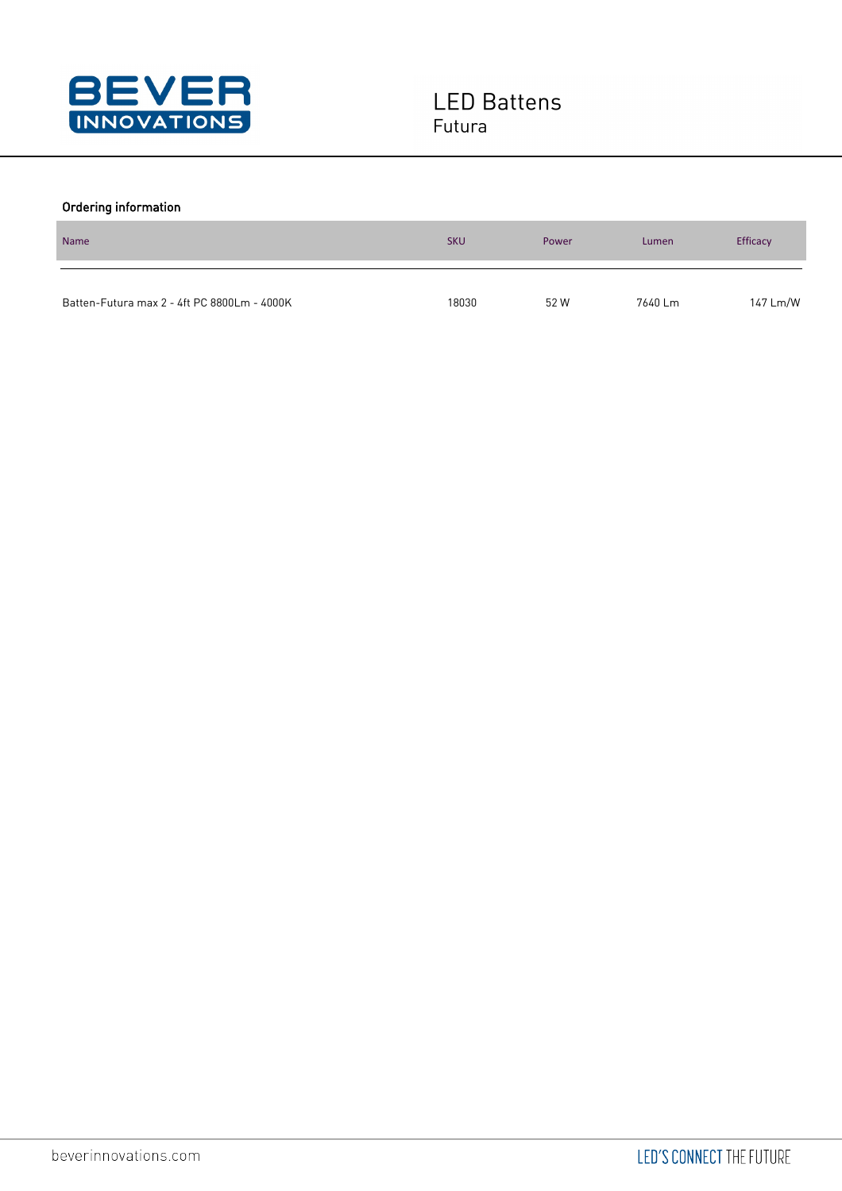### Ordering information

| Name | SKU | Power | Lumen | Efficacy |
|---|---|---|---|---|
| Batten-Futura max 2 - 4ft PC 8800Lm - 4000K | 18030 | 52 W | 7640 Lm | 147 Lm/W |